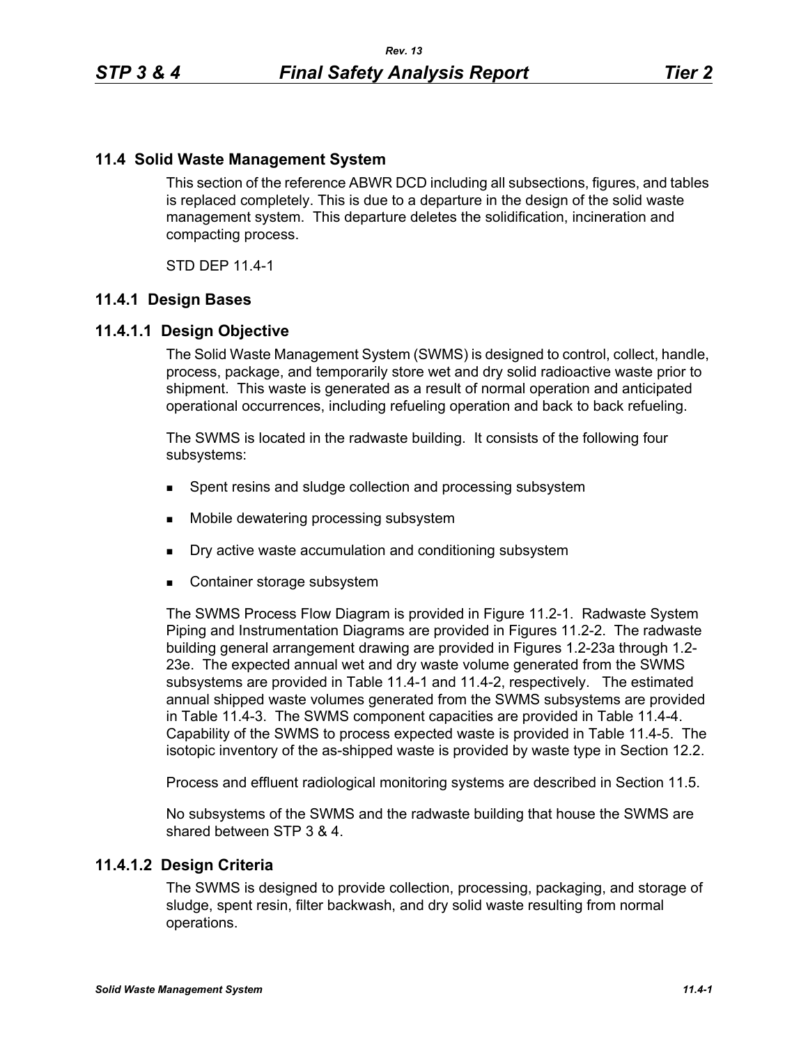## 11.4 Solid Waste Management System

This section of the reference ABWR DCD including all subsections, figures, and tables is replaced completely. This is due to a departure in the design of the solid waste management system. This departure deletes the solidification, incineration and compacting process.

STD DEP 11.4-1

### 11.4.1 Design Bases

#### 11.4.1.1 Design Objective

The Solid Waste Management System (SWMS) is designed to control, collect, handle, process, package, and temporarily store wet and dry solid radioactive waste prior to shipment. This waste is generated as a result of normal operation and anticipated operational occurrences, including refueling operation and back to back refueling.

The SWMS is located in the radwaste building. It consists of the following four subsystems:

- Spent resins and sludge collection and processing subsystem
- Mobile dewatering processing subsystem
- Dry active waste accumulation and conditioning subsystem
- Container storage subsystem

The SWMS Process Flow Diagram is provided in Figure 11.2-1. Radwaste System Piping and Instrumentation Diagrams are provided in Figures 11.2-2. The radwaste building general arrangement drawing are provided in Figures 1.2-23a through 1.2-23e. The expected annual wet and dry waste volume generated from the SWMS subsystems are provided in Table 11.4-1 and 11.4-2, respectively. The estimated annual shipped waste volumes generated from the SWMS subsystems are provided in Table 11.4-3. The SWMS component capacities are provided in Table 11.4-4. Capability of the SWMS to process expected waste is provided in Table 11.4-5. The isotopic inventory of the as-shipped waste is provided by waste type in Section 12.2.

Process and effluent radiological monitoring systems are described in Section 11.5.

No subsystems of the SWMS and the radwaste building that house the SWMS are shared between STP 3 & 4.

#### 11.4.1.2 Design Criteria

The SWMS is designed to provide collection, processing, packaging, and storage of sludge, spent resin, filter backwash, and dry solid waste resulting from normal operations.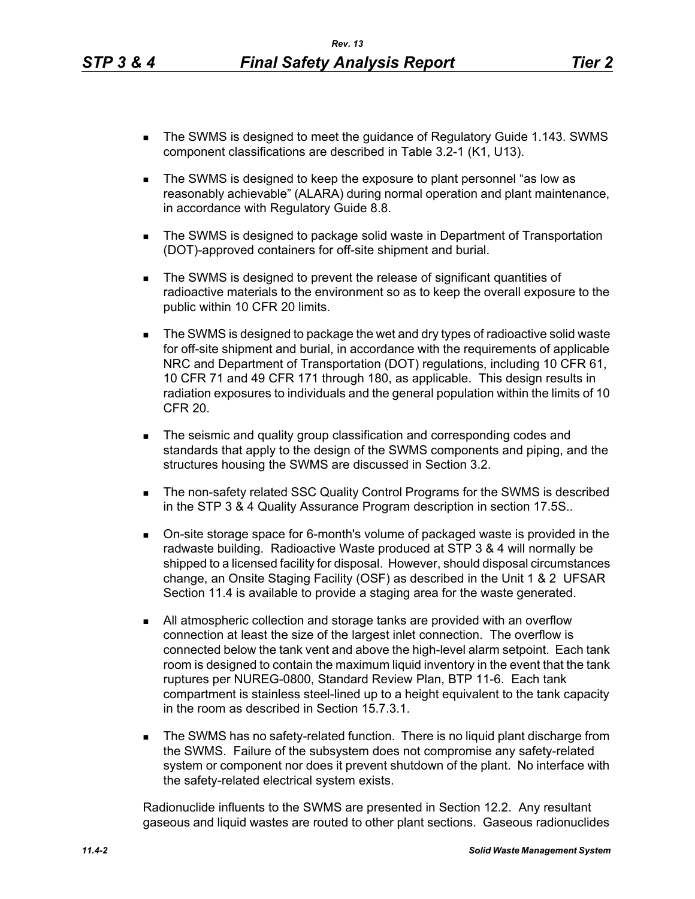- The SWMS is designed to meet the guidance of Regulatory Guide 1.143. SWMS component classifications are described in Table 3.2-1 (K1, U13).
- The SWMS is designed to keep the exposure to plant personnel "as low as reasonably achievable" (ALARA) during normal operation and plant maintenance, in accordance with Regulatory Guide 8.8.
- The SWMS is designed to package solid waste in Department of Transportation (DOT)-approved containers for off-site shipment and burial.
- The SWMS is designed to prevent the release of significant quantities of radioactive materials to the environment so as to keep the overall exposure to the public within 10 CFR 20 limits.
- The SWMS is designed to package the wet and dry types of radioactive solid waste for off-site shipment and burial, in accordance with the requirements of applicable NRC and Department of Transportation (DOT) regulations, including 10 CFR 61, 10 CFR 71 and 49 CFR 171 through 180, as applicable. This design results in radiation exposures to individuals and the general population within the limits of 10 CFR 20.
- The seismic and quality group classification and corresponding codes and standards that apply to the design of the SWMS components and piping, and the structures housing the SWMS are discussed in Section 3.2.
- The non-safety related SSC Quality Control Programs for the SWMS is described in the STP 3 & 4 Quality Assurance Program description in section 17.5S..
- On-site storage space for 6-month's volume of packaged waste is provided in the radwaste building. Radioactive Waste produced at STP 3 & 4 will normally be shipped to a licensed facility for disposal. However, should disposal circumstances change, an Onsite Staging Facility (OSF) as described in the Unit 1 & 2 UFSAR Section 11.4 is available to provide a staging area for the waste generated.
- All atmospheric collection and storage tanks are provided with an overflow connection at least the size of the largest inlet connection. The overflow is connected below the tank vent and above the high-level alarm setpoint. Each tank room is designed to contain the maximum liquid inventory in the event that the tank ruptures per NUREG-0800, Standard Review Plan, BTP 11-6. Each tank compartment is stainless steel-lined up to a height equivalent to the tank capacity in the room as described in Section 15.7.3.1.
- The SWMS has no safety-related function. There is no liquid plant discharge from the SWMS. Failure of the subsystem does not compromise any safety-related system or component nor does it prevent shutdown of the plant. No interface with the safety-related electrical system exists.

Radionuclide influents to the SWMS are presented in Section 12.2. Any resultant gaseous and liquid wastes are routed to other plant sections. Gaseous radionuclides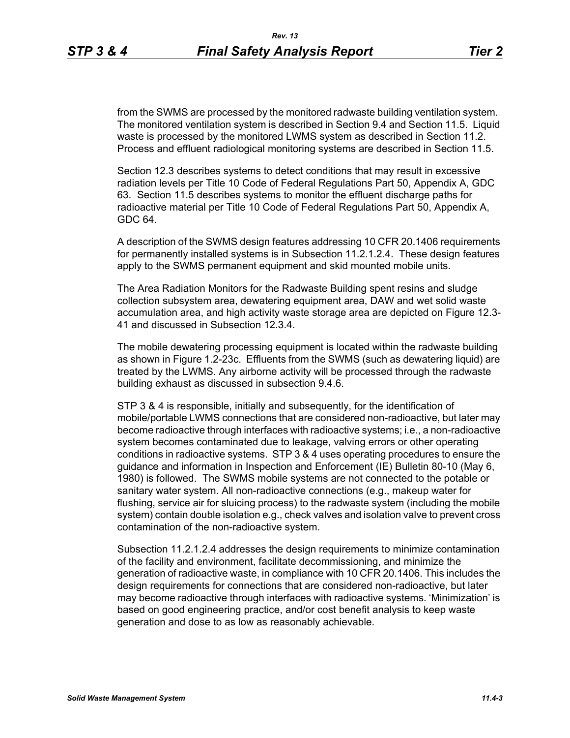from the SWMS are processed by the monitored radwaste building ventilation system. The monitored ventilation system is described in Section 9.4 and Section 11.5. Liquid waste is processed by the monitored LWMS system as described in Section 11.2. Process and effluent radiological monitoring systems are described in Section 11.5.

Section 12.3 describes systems to detect conditions that may result in excessive radiation levels per Title 10 Code of Federal Regulations Part 50, Appendix A, GDC 63. Section 11.5 describes systems to monitor the effluent discharge paths for radioactive material per Title 10 Code of Federal Regulations Part 50, Appendix A, GDC 64.

A description of the SWMS design features addressing 10 CFR 20.1406 requirements for permanently installed systems is in Subsection 11.2.1.2.4. These design features apply to the SWMS permanent equipment and skid mounted mobile units.

The Area Radiation Monitors for the Radwaste Building spent resins and sludge collection subsystem area, dewatering equipment area, DAW and wet solid waste accumulation area, and high activity waste storage area are depicted on Figure 12.3-41 and discussed in Subsection 12.3.4.

The mobile dewatering processing equipment is located within the radwaste building as shown in Figure 1.2-23c. Effluents from the SWMS (such as dewatering liquid) are treated by the LWMS. Any airborne activity will be processed through the radwaste building exhaust as discussed in subsection 9.4.6.

STP 3 & 4 is responsible, initially and subsequently, for the identification of mobile/portable LWMS connections that are considered non-radioactive, but later may become radioactive through interfaces with radioactive systems; i.e., a non-radioactive system becomes contaminated due to leakage, valving errors or other operating conditions in radioactive systems. STP 3 & 4 uses operating procedures to ensure the guidance and information in Inspection and Enforcement (IE) Bulletin 80-10 (May 6, 1980) is followed. The SWMS mobile systems are not connected to the potable or sanitary water system. All non-radioactive connections (e.g., makeup water for flushing, service air for sluicing process) to the radwaste system (including the mobile system) contain double isolation e.g., check valves and isolation valve to prevent cross contamination of the non-radioactive system.

Subsection 11.2.1.2.4 addresses the design requirements to minimize contamination of the facility and environment, facilitate decommissioning, and minimize the generation of radioactive waste, in compliance with 10 CFR 20.1406. This includes the design requirements for connections that are considered non-radioactive, but later may become radioactive through interfaces with radioactive systems. 'Minimization' is based on good engineering practice, and/or cost benefit analysis to keep waste generation and dose to as low as reasonably achievable.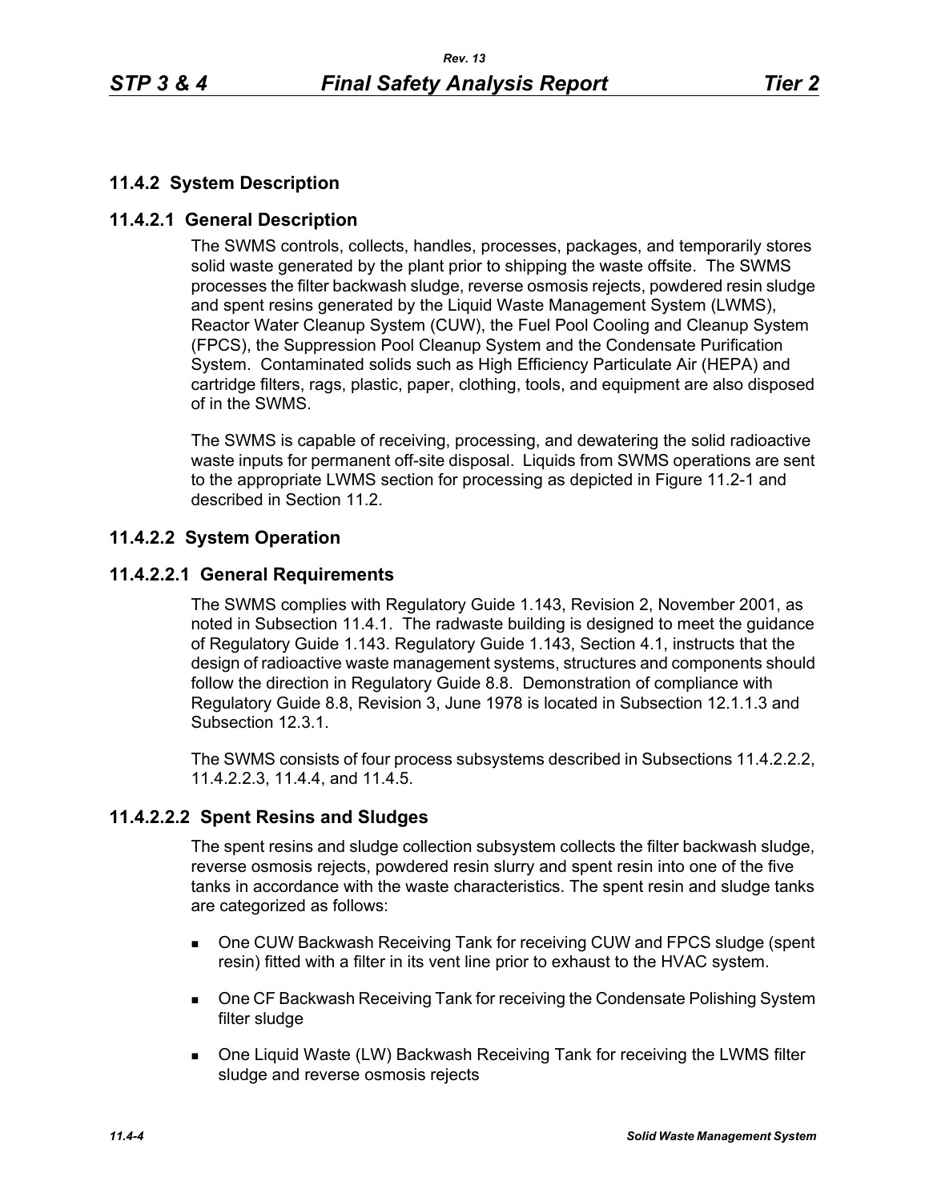## 11.4.2 System Description

### 11.4.2.1 General Description

The SWMS controls, collects, handles, processes, packages, and temporarily stores solid waste generated by the plant prior to shipping the waste offsite. The SWMS processes the filter backwash sludge, reverse osmosis rejects, powdered resin sludge and spent resins generated by the Liquid Waste Management System (LWMS), Reactor Water Cleanup System (CUW), the Fuel Pool Cooling and Cleanup System (FPCS), the Suppression Pool Cleanup System and the Condensate Purification System. Contaminated solids such as High Efficiency Particulate Air (HEPA) and cartridge filters, rags, plastic, paper, clothing, tools, and equipment are also disposed of in the SWMS.

The SWMS is capable of receiving, processing, and dewatering the solid radioactive waste inputs for permanent off-site disposal. Liquids from SWMS operations are sent to the appropriate LWMS section for processing as depicted in Figure 11.2-1 and described in Section 11.2.

### 11.4.2.2 System Operation

#### 11.4.2.2.1 General Requirements

The SWMS complies with Regulatory Guide 1.143, Revision 2, November 2001, as noted in Subsection 11.4.1. The radwaste building is designed to meet the guidance of Regulatory Guide 1.143. Regulatory Guide 1.143, Section 4.1, instructs that the design of radioactive waste management systems, structures and components should follow the direction in Regulatory Guide 8.8. Demonstration of compliance with Regulatory Guide 8.8, Revision 3, June 1978 is located in Subsection 12.1.1.3 and Subsection 12.3.1.

The SWMS consists of four process subsystems described in Subsections 11.4.2.2.2, 11.4.2.2.3, 11.4.4, and 11.4.5.

#### 11.4.2.2.2 Spent Resins and Sludges

The spent resins and sludge collection subsystem collects the filter backwash sludge, reverse osmosis rejects, powdered resin slurry and spent resin into one of the five tanks in accordance with the waste characteristics. The spent resin and sludge tanks are categorized as follows:

- One CUW Backwash Receiving Tank for receiving CUW and FPCS sludge (spent resin) fitted with a filter in its vent line prior to exhaust to the HVAC system.
- One CF Backwash Receiving Tank for receiving the Condensate Polishing System filter sludge
- One Liquid Waste (LW) Backwash Receiving Tank for receiving the LWMS filter sludge and reverse osmosis rejects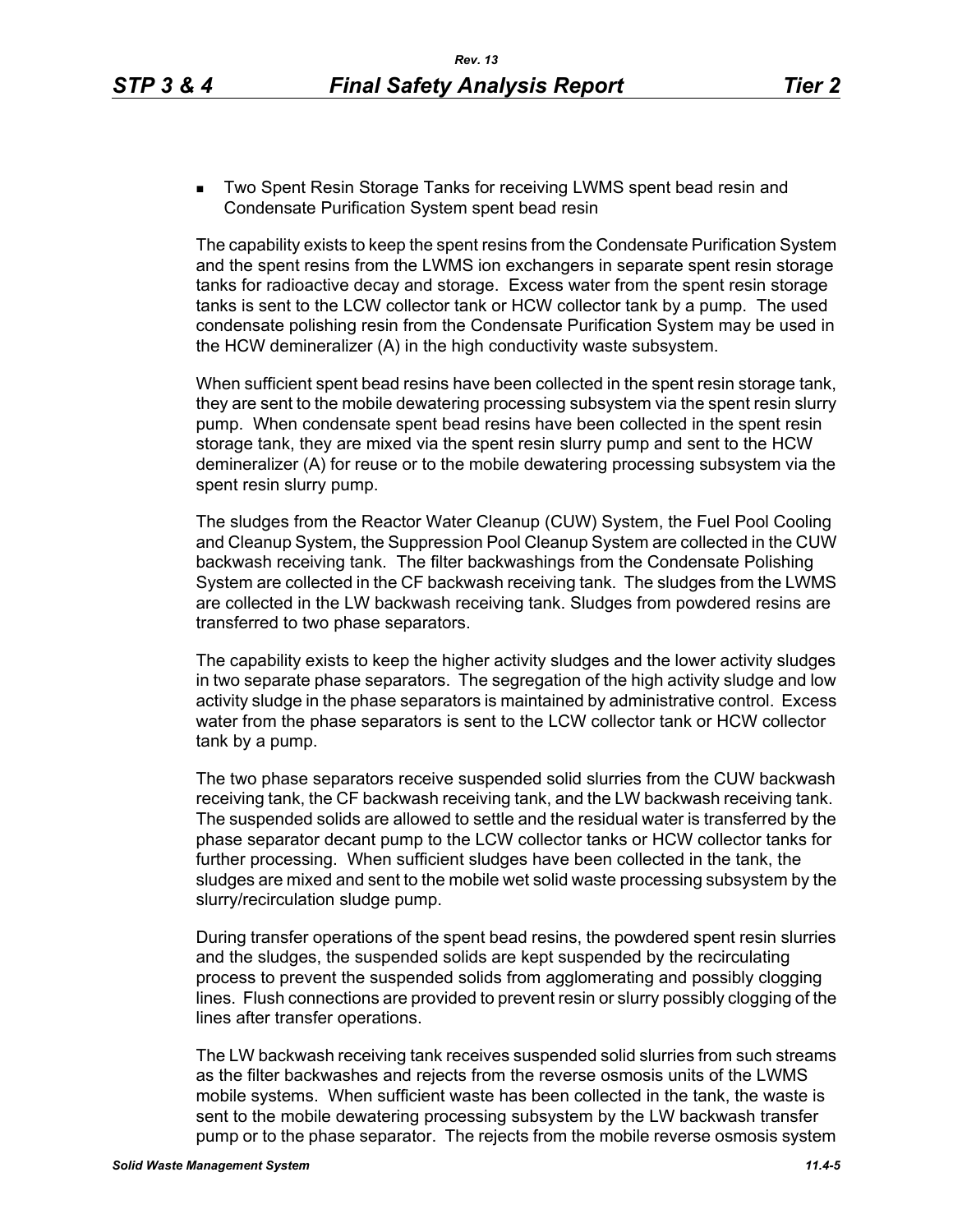- Two Spent Resin Storage Tanks for receiving LWMS spent bead resin and Condensate Purification System spent bead resin

The capability exists to keep the spent resins from the Condensate Purification System and the spent resins from the LWMS ion exchangers in separate spent resin storage tanks for radioactive decay and storage. Excess water from the spent resin storage tanks is sent to the LCW collector tank or HCW collector tank by a pump. The used condensate polishing resin from the Condensate Purification System may be used in the HCW demineralizer (A) in the high conductivity waste subsystem.

When sufficient spent bead resins have been collected in the spent resin storage tank, they are sent to the mobile dewatering processing subsystem via the spent resin slurry pump. When condensate spent bead resins have been collected in the spent resin storage tank, they are mixed via the spent resin slurry pump and sent to the HCW demineralizer (A) for reuse or to the mobile dewatering processing subsystem via the spent resin slurry pump.

The sludges from the Reactor Water Cleanup (CUW) System, the Fuel Pool Cooling and Cleanup System, the Suppression Pool Cleanup System are collected in the CUW backwash receiving tank. The filter backwashings from the Condensate Polishing System are collected in the CF backwash receiving tank. The sludges from the LWMS are collected in the LW backwash receiving tank. Sludges from powdered resins are transferred to two phase separators.

The capability exists to keep the higher activity sludges and the lower activity sludges in two separate phase separators. The segregation of the high activity sludge and low activity sludge in the phase separators is maintained by administrative control. Excess water from the phase separators is sent to the LCW collector tank or HCW collector tank by a pump.

The two phase separators receive suspended solid slurries from the CUW backwash receiving tank, the CF backwash receiving tank, and the LW backwash receiving tank. The suspended solids are allowed to settle and the residual water is transferred by the phase separator decant pump to the LCW collector tanks or HCW collector tanks for further processing. When sufficient sludges have been collected in the tank, the sludges are mixed and sent to the mobile wet solid waste processing subsystem by the slurry/recirculation sludge pump.

During transfer operations of the spent bead resins, the powdered spent resin slurries and the sludges, the suspended solids are kept suspended by the recirculating process to prevent the suspended solids from agglomerating and possibly clogging lines. Flush connections are provided to prevent resin or slurry possibly clogging of the lines after transfer operations.

The LW backwash receiving tank receives suspended solid slurries from such streams as the filter backwashes and rejects from the reverse osmosis units of the LWMS mobile systems. When sufficient waste has been collected in the tank, the waste is sent to the mobile dewatering processing subsystem by the LW backwash transfer pump or to the phase separator. The rejects from the mobile reverse osmosis system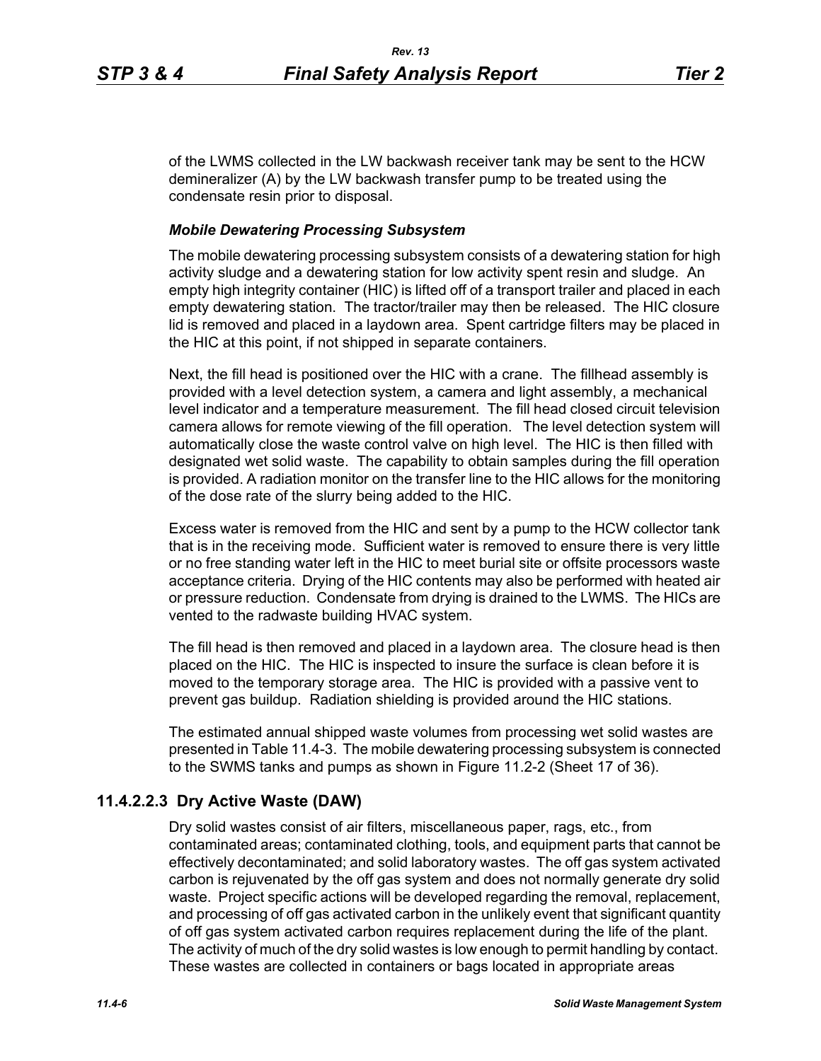of the LWMS collected in the LW backwash receiver tank may be sent to the HCW demineralizer (A) by the LW backwash transfer pump to be treated using the condensate resin prior to disposal.

***Mobile Dewatering Processing Subsystem***

The mobile dewatering processing subsystem consists of a dewatering station for high activity sludge and a dewatering station for low activity spent resin and sludge. An empty high integrity container (HIC) is lifted off of a transport trailer and placed in each empty dewatering station. The tractor/trailer may then be released. The HIC closure lid is removed and placed in a laydown area. Spent cartridge filters may be placed in the HIC at this point, if not shipped in separate containers.

Next, the fill head is positioned over the HIC with a crane. The fillhead assembly is provided with a level detection system, a camera and light assembly, a mechanical level indicator and a temperature measurement. The fill head closed circuit television camera allows for remote viewing of the fill operation. The level detection system will automatically close the waste control valve on high level. The HIC is then filled with designated wet solid waste. The capability to obtain samples during the fill operation is provided. A radiation monitor on the transfer line to the HIC allows for the monitoring of the dose rate of the slurry being added to the HIC.

Excess water is removed from the HIC and sent by a pump to the HCW collector tank that is in the receiving mode. Sufficient water is removed to ensure there is very little or no free standing water left in the HIC to meet burial site or offsite processors waste acceptance criteria. Drying of the HIC contents may also be performed with heated air or pressure reduction. Condensate from drying is drained to the LWMS. The HICs are vented to the radwaste building HVAC system.

The fill head is then removed and placed in a laydown area. The closure head is then placed on the HIC. The HIC is inspected to insure the surface is clean before it is moved to the temporary storage area. The HIC is provided with a passive vent to prevent gas buildup. Radiation shielding is provided around the HIC stations.

The estimated annual shipped waste volumes from processing wet solid wastes are presented in Table 11.4-3. The mobile dewatering processing subsystem is connected to the SWMS tanks and pumps as shown in Figure 11.2-2 (Sheet 17 of 36).

### 11.4.2.2.3 Dry Active Waste (DAW)

Dry solid wastes consist of air filters, miscellaneous paper, rags, etc., from contaminated areas; contaminated clothing, tools, and equipment parts that cannot be effectively decontaminated; and solid laboratory wastes. The off gas system activated carbon is rejuvenated by the off gas system and does not normally generate dry solid waste. Project specific actions will be developed regarding the removal, replacement, and processing of off gas activated carbon in the unlikely event that significant quantity of off gas system activated carbon requires replacement during the life of the plant. The activity of much of the dry solid wastes is low enough to permit handling by contact. These wastes are collected in containers or bags located in appropriate areas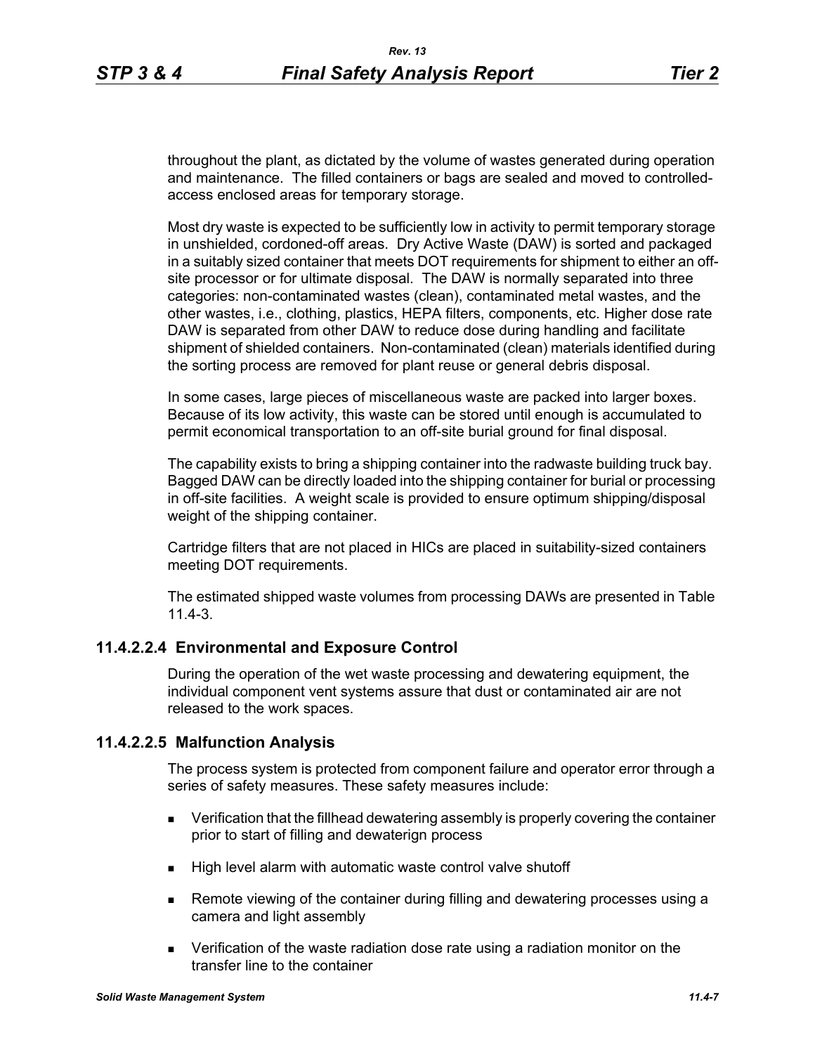throughout the plant, as dictated by the volume of wastes generated during operation and maintenance. The filled containers or bags are sealed and moved to controlled-access enclosed areas for temporary storage.

Most dry waste is expected to be sufficiently low in activity to permit temporary storage in unshielded, cordoned-off areas. Dry Active Waste (DAW) is sorted and packaged in a suitably sized container that meets DOT requirements for shipment to either an off-site processor or for ultimate disposal. The DAW is normally separated into three categories: non-contaminated wastes (clean), contaminated metal wastes, and the other wastes, i.e., clothing, plastics, HEPA filters, components, etc. Higher dose rate DAW is separated from other DAW to reduce dose during handling and facilitate shipment of shielded containers. Non-contaminated (clean) materials identified during the sorting process are removed for plant reuse or general debris disposal.

In some cases, large pieces of miscellaneous waste are packed into larger boxes. Because of its low activity, this waste can be stored until enough is accumulated to permit economical transportation to an off-site burial ground for final disposal.

The capability exists to bring a shipping container into the radwaste building truck bay. Bagged DAW can be directly loaded into the shipping container for burial or processing in off-site facilities. A weight scale is provided to ensure optimum shipping/disposal weight of the shipping container.

Cartridge filters that are not placed in HICs are placed in suitability-sized containers meeting DOT requirements.

The estimated shipped waste volumes from processing DAWs are presented in Table 11.4-3.

### 11.4.2.2.4 Environmental and Exposure Control

During the operation of the wet waste processing and dewatering equipment, the individual component vent systems assure that dust or contaminated air are not released to the work spaces.

### 11.4.2.2.5 Malfunction Analysis

The process system is protected from component failure and operator error through a series of safety measures. These safety measures include:

- Verification that the fillhead dewatering assembly is properly covering the container prior to start of filling and dewaterign process
- High level alarm with automatic waste control valve shutoff
- Remote viewing of the container during filling and dewatering processes using a camera and light assembly
- Verification of the waste radiation dose rate using a radiation monitor on the transfer line to the container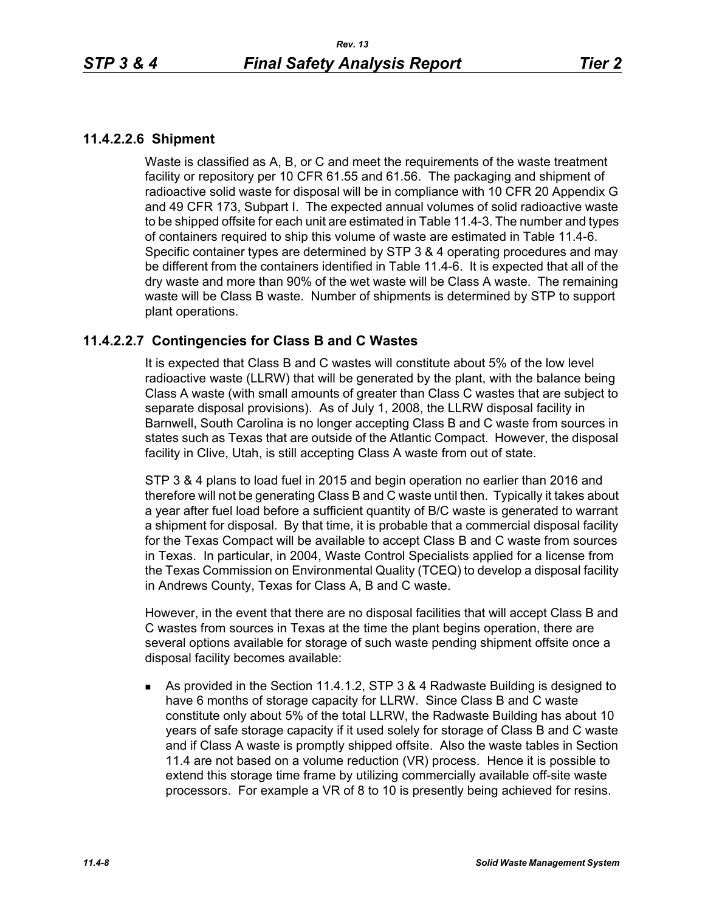### 11.4.2.2.6 Shipment

Waste is classified as A, B, or C and meet the requirements of the waste treatment facility or repository per 10 CFR 61.55 and 61.56. The packaging and shipment of radioactive solid waste for disposal will be in compliance with 10 CFR 20 Appendix G and 49 CFR 173, Subpart I. The expected annual volumes of solid radioactive waste to be shipped offsite for each unit are estimated in Table 11.4-3. The number and types of containers required to ship this volume of waste are estimated in Table 11.4-6. Specific container types are determined by STP 3 & 4 operating procedures and may be different from the containers identified in Table 11.4-6. It is expected that all of the dry waste and more than 90% of the wet waste will be Class A waste. The remaining waste will be Class B waste. Number of shipments is determined by STP to support plant operations.

### 11.4.2.2.7 Contingencies for Class B and C Wastes

It is expected that Class B and C wastes will constitute about 5% of the low level radioactive waste (LLRW) that will be generated by the plant, with the balance being Class A waste (with small amounts of greater than Class C wastes that are subject to separate disposal provisions). As of July 1, 2008, the LLRW disposal facility in Barnwell, South Carolina is no longer accepting Class B and C waste from sources in states such as Texas that are outside of the Atlantic Compact. However, the disposal facility in Clive, Utah, is still accepting Class A waste from out of state.

STP 3 & 4 plans to load fuel in 2015 and begin operation no earlier than 2016 and therefore will not be generating Class B and C waste until then. Typically it takes about a year after fuel load before a sufficient quantity of B/C waste is generated to warrant a shipment for disposal. By that time, it is probable that a commercial disposal facility for the Texas Compact will be available to accept Class B and C waste from sources in Texas. In particular, in 2004, Waste Control Specialists applied for a license from the Texas Commission on Environmental Quality (TCEQ) to develop a disposal facility in Andrews County, Texas for Class A, B and C waste.

However, in the event that there are no disposal facilities that will accept Class B and C wastes from sources in Texas at the time the plant begins operation, there are several options available for storage of such waste pending shipment offsite once a disposal facility becomes available:

- As provided in the Section 11.4.1.2, STP 3 & 4 Radwaste Building is designed to have 6 months of storage capacity for LLRW. Since Class B and C waste constitute only about 5% of the total LLRW, the Radwaste Building has about 10 years of safe storage capacity if it used solely for storage of Class B and C waste and if Class A waste is promptly shipped offsite. Also the waste tables in Section 11.4 are not based on a volume reduction (VR) process. Hence it is possible to extend this storage time frame by utilizing commercially available off-site waste processors. For example a VR of 8 to 10 is presently being achieved for resins.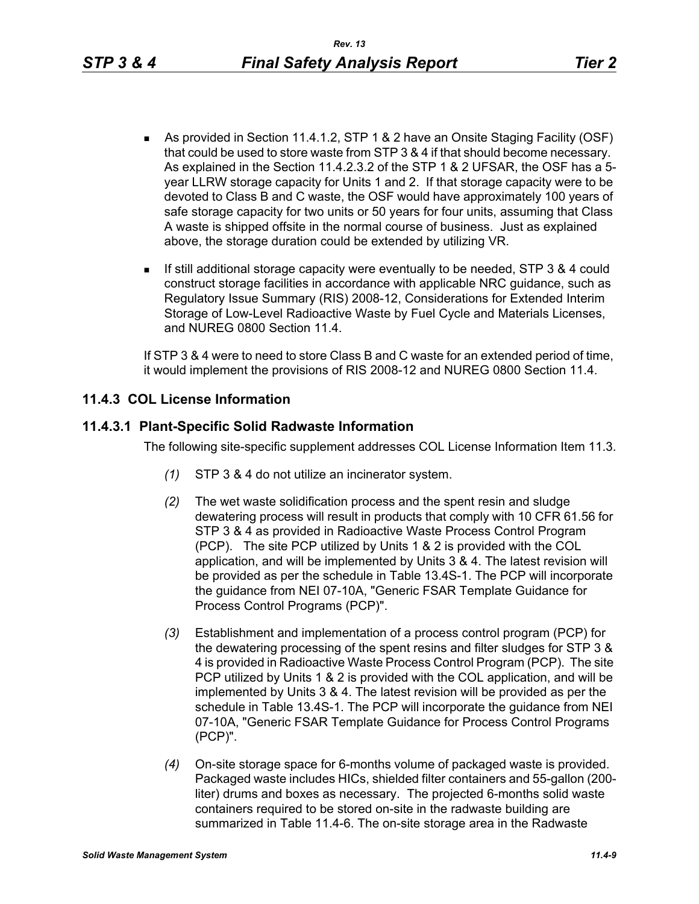- As provided in Section 11.4.1.2, STP 1 & 2 have an Onsite Staging Facility (OSF) that could be used to store waste from STP 3 & 4 if that should become necessary. As explained in the Section 11.4.2.3.2 of the STP 1 & 2 UFSAR, the OSF has a 5-year LLRW storage capacity for Units 1 and 2. If that storage capacity were to be devoted to Class B and C waste, the OSF would have approximately 100 years of safe storage capacity for two units or 50 years for four units, assuming that Class A waste is shipped offsite in the normal course of business. Just as explained above, the storage duration could be extended by utilizing VR.

- If still additional storage capacity were eventually to be needed, STP 3 & 4 could construct storage facilities in accordance with applicable NRC guidance, such as Regulatory Issue Summary (RIS) 2008-12, Considerations for Extended Interim Storage of Low-Level Radioactive Waste by Fuel Cycle and Materials Licenses, and NUREG 0800 Section 11.4.

If STP 3 & 4 were to need to store Class B and C waste for an extended period of time, it would implement the provisions of RIS 2008-12 and NUREG 0800 Section 11.4.

## 11.4.3 COL License Information

### 11.4.3.1 Plant-Specific Solid Radwaste Information

The following site-specific supplement addresses COL License Information Item 11.3.

*(1)* STP 3 & 4 do not utilize an incinerator system.

*(2)* The wet waste solidification process and the spent resin and sludge dewatering process will result in products that comply with 10 CFR 61.56 for STP 3 & 4 as provided in Radioactive Waste Process Control Program (PCP). The site PCP utilized by Units 1 & 2 is provided with the COL application, and will be implemented by Units 3 & 4. The latest revision will be provided as per the schedule in Table 13.4S-1. The PCP will incorporate the guidance from NEI 07-10A, "Generic FSAR Template Guidance for Process Control Programs (PCP)".

*(3)* Establishment and implementation of a process control program (PCP) for the dewatering processing of the spent resins and filter sludges for STP 3 & 4 is provided in Radioactive Waste Process Control Program (PCP). The site PCP utilized by Units 1 & 2 is provided with the COL application, and will be implemented by Units 3 & 4. The latest revision will be provided as per the schedule in Table 13.4S-1. The PCP will incorporate the guidance from NEI 07-10A, "Generic FSAR Template Guidance for Process Control Programs (PCP)".

*(4)* On-site storage space for 6-months volume of packaged waste is provided. Packaged waste includes HICs, shielded filter containers and 55-gallon (200-liter) drums and boxes as necessary. The projected 6-months solid waste containers required to be stored on-site in the radwaste building are summarized in Table 11.4-6. The on-site storage area in the Radwaste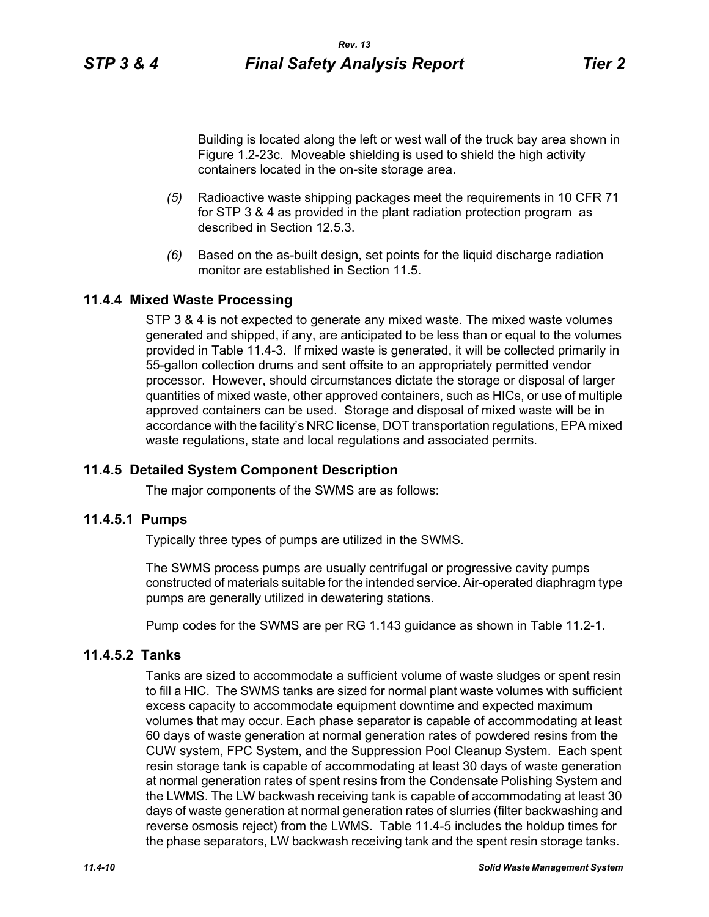Building is located along the left or west wall of the truck bay area shown in Figure 1.2-23c. Moveable shielding is used to shield the high activity containers located in the on-site storage area.

*(5)* Radioactive waste shipping packages meet the requirements in 10 CFR 71 for STP 3 & 4 as provided in the plant radiation protection program as described in Section 12.5.3.

*(6)* Based on the as-built design, set points for the liquid discharge radiation monitor are established in Section 11.5.

## 11.4.4 Mixed Waste Processing

STP 3 & 4 is not expected to generate any mixed waste. The mixed waste volumes generated and shipped, if any, are anticipated to be less than or equal to the volumes provided in Table 11.4-3. If mixed waste is generated, it will be collected primarily in 55-gallon collection drums and sent offsite to an appropriately permitted vendor processor. However, should circumstances dictate the storage or disposal of larger quantities of mixed waste, other approved containers, such as HICs, or use of multiple approved containers can be used. Storage and disposal of mixed waste will be in accordance with the facility's NRC license, DOT transportation regulations, EPA mixed waste regulations, state and local regulations and associated permits.

## 11.4.5 Detailed System Component Description

The major components of the SWMS are as follows:

### 11.4.5.1 Pumps

Typically three types of pumps are utilized in the SWMS.

The SWMS process pumps are usually centrifugal or progressive cavity pumps constructed of materials suitable for the intended service. Air-operated diaphragm type pumps are generally utilized in dewatering stations.

Pump codes for the SWMS are per RG 1.143 guidance as shown in Table 11.2-1.

### 11.4.5.2 Tanks

Tanks are sized to accommodate a sufficient volume of waste sludges or spent resin to fill a HIC. The SWMS tanks are sized for normal plant waste volumes with sufficient excess capacity to accommodate equipment downtime and expected maximum volumes that may occur. Each phase separator is capable of accommodating at least 60 days of waste generation at normal generation rates of powdered resins from the CUW system, FPC System, and the Suppression Pool Cleanup System. Each spent resin storage tank is capable of accommodating at least 30 days of waste generation at normal generation rates of spent resins from the Condensate Polishing System and the LWMS. The LW backwash receiving tank is capable of accommodating at least 30 days of waste generation at normal generation rates of slurries (filter backwashing and reverse osmosis reject) from the LWMS. Table 11.4-5 includes the holdup times for the phase separators, LW backwash receiving tank and the spent resin storage tanks.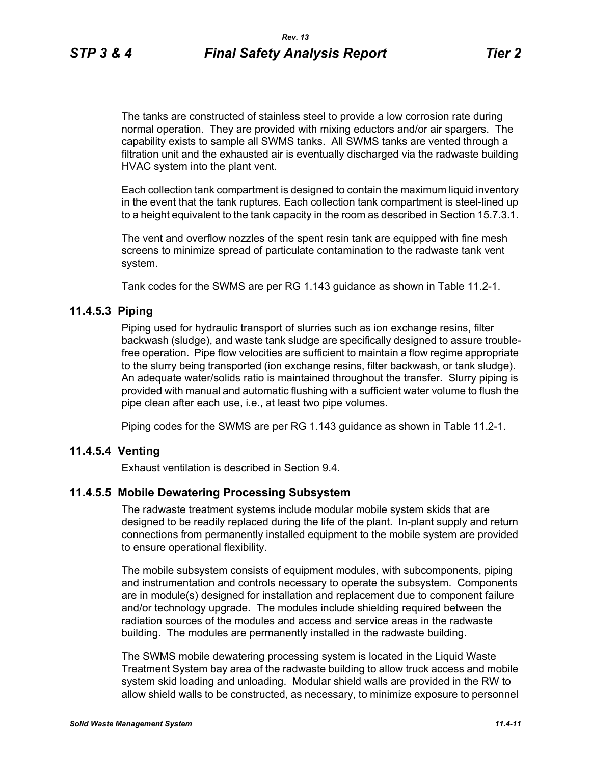The tanks are constructed of stainless steel to provide a low corrosion rate during normal operation. They are provided with mixing eductors and/or air spargers. The capability exists to sample all SWMS tanks. All SWMS tanks are vented through a filtration unit and the exhausted air is eventually discharged via the radwaste building HVAC system into the plant vent.

Each collection tank compartment is designed to contain the maximum liquid inventory in the event that the tank ruptures. Each collection tank compartment is steel-lined up to a height equivalent to the tank capacity in the room as described in Section 15.7.3.1.

The vent and overflow nozzles of the spent resin tank are equipped with fine mesh screens to minimize spread of particulate contamination to the radwaste tank vent system.

Tank codes for the SWMS are per RG 1.143 guidance as shown in Table 11.2-1.

### 11.4.5.3 Piping

Piping used for hydraulic transport of slurries such as ion exchange resins, filter backwash (sludge), and waste tank sludge are specifically designed to assure trouble-free operation. Pipe flow velocities are sufficient to maintain a flow regime appropriate to the slurry being transported (ion exchange resins, filter backwash, or tank sludge). An adequate water/solids ratio is maintained throughout the transfer. Slurry piping is provided with manual and automatic flushing with a sufficient water volume to flush the pipe clean after each use, i.e., at least two pipe volumes.

Piping codes for the SWMS are per RG 1.143 guidance as shown in Table 11.2-1.

### 11.4.5.4 Venting

Exhaust ventilation is described in Section 9.4.

### 11.4.5.5 Mobile Dewatering Processing Subsystem

The radwaste treatment systems include modular mobile system skids that are designed to be readily replaced during the life of the plant. In-plant supply and return connections from permanently installed equipment to the mobile system are provided to ensure operational flexibility.

The mobile subsystem consists of equipment modules, with subcomponents, piping and instrumentation and controls necessary to operate the subsystem. Components are in module(s) designed for installation and replacement due to component failure and/or technology upgrade. The modules include shielding required between the radiation sources of the modules and access and service areas in the radwaste building. The modules are permanently installed in the radwaste building.

The SWMS mobile dewatering processing system is located in the Liquid Waste Treatment System bay area of the radwaste building to allow truck access and mobile system skid loading and unloading. Modular shield walls are provided in the RW to allow shield walls to be constructed, as necessary, to minimize exposure to personnel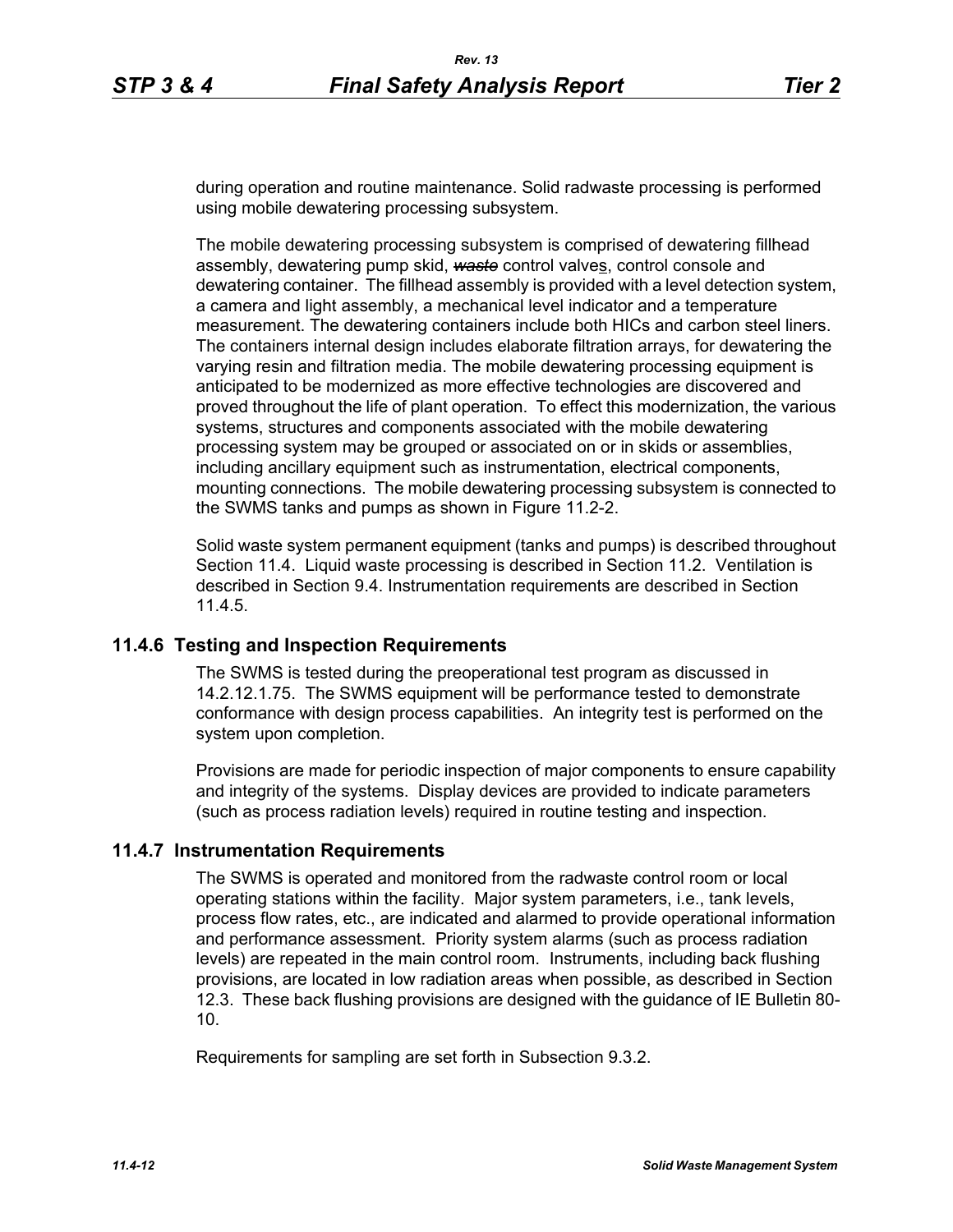during operation and routine maintenance. Solid radwaste processing is performed using mobile dewatering processing subsystem.

The mobile dewatering processing subsystem is comprised of dewatering fillhead assembly, dewatering pump skid, ~~*waste*~~ control valves, control console and dewatering container. The fillhead assembly is provided with a level detection system, a camera and light assembly, a mechanical level indicator and a temperature measurement. The dewatering containers include both HICs and carbon steel liners. The containers internal design includes elaborate filtration arrays, for dewatering the varying resin and filtration media. The mobile dewatering processing equipment is anticipated to be modernized as more effective technologies are discovered and proved throughout the life of plant operation. To effect this modernization, the various systems, structures and components associated with the mobile dewatering processing system may be grouped or associated on or in skids or assemblies, including ancillary equipment such as instrumentation, electrical components, mounting connections. The mobile dewatering processing subsystem is connected to the SWMS tanks and pumps as shown in Figure 11.2-2.

Solid waste system permanent equipment (tanks and pumps) is described throughout Section 11.4. Liquid waste processing is described in Section 11.2. Ventilation is described in Section 9.4. Instrumentation requirements are described in Section 11.4.5.

## 11.4.6 Testing and Inspection Requirements

The SWMS is tested during the preoperational test program as discussed in 14.2.12.1.75. The SWMS equipment will be performance tested to demonstrate conformance with design process capabilities. An integrity test is performed on the system upon completion.

Provisions are made for periodic inspection of major components to ensure capability and integrity of the systems. Display devices are provided to indicate parameters (such as process radiation levels) required in routine testing and inspection.

## 11.4.7 Instrumentation Requirements

The SWMS is operated and monitored from the radwaste control room or local operating stations within the facility. Major system parameters, i.e., tank levels, process flow rates, etc., are indicated and alarmed to provide operational information and performance assessment. Priority system alarms (such as process radiation levels) are repeated in the main control room. Instruments, including back flushing provisions, are located in low radiation areas when possible, as described in Section 12.3. These back flushing provisions are designed with the guidance of IE Bulletin 80-10.

Requirements for sampling are set forth in Subsection 9.3.2.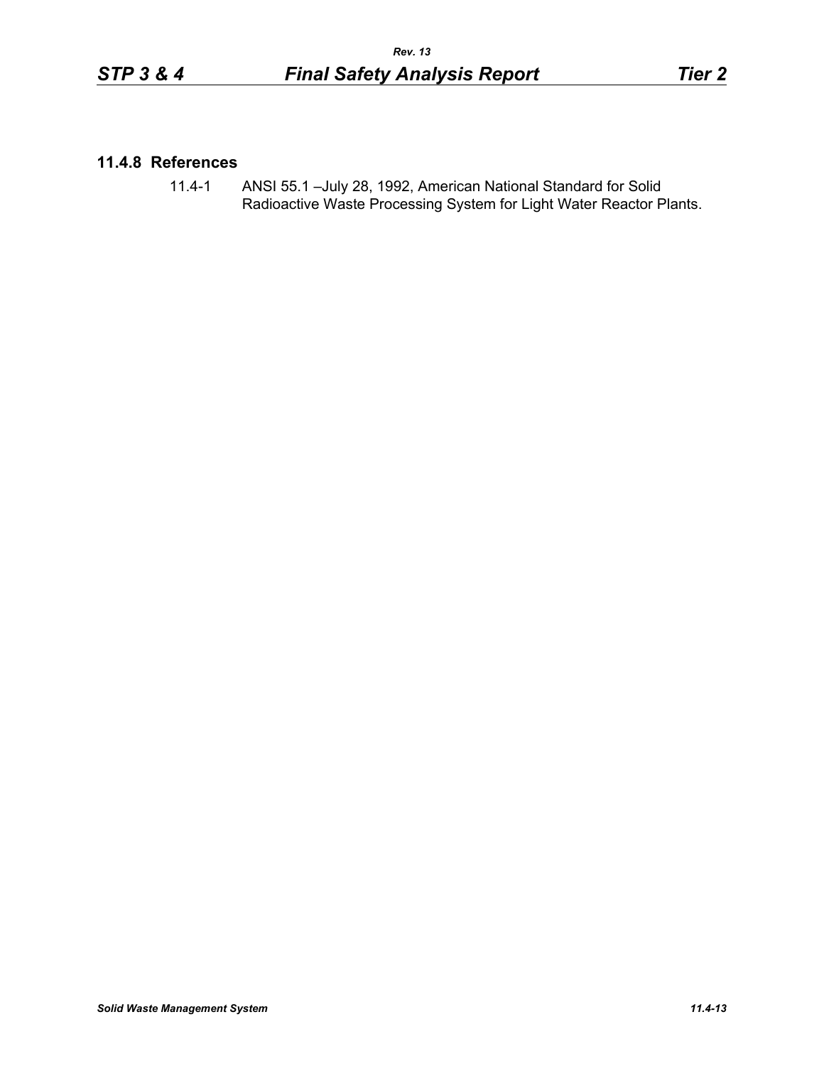### 11.4.8 References

11.4-1 ANSI 55.1 –July 28, 1992, American National Standard for Solid Radioactive Waste Processing System for Light Water Reactor Plants.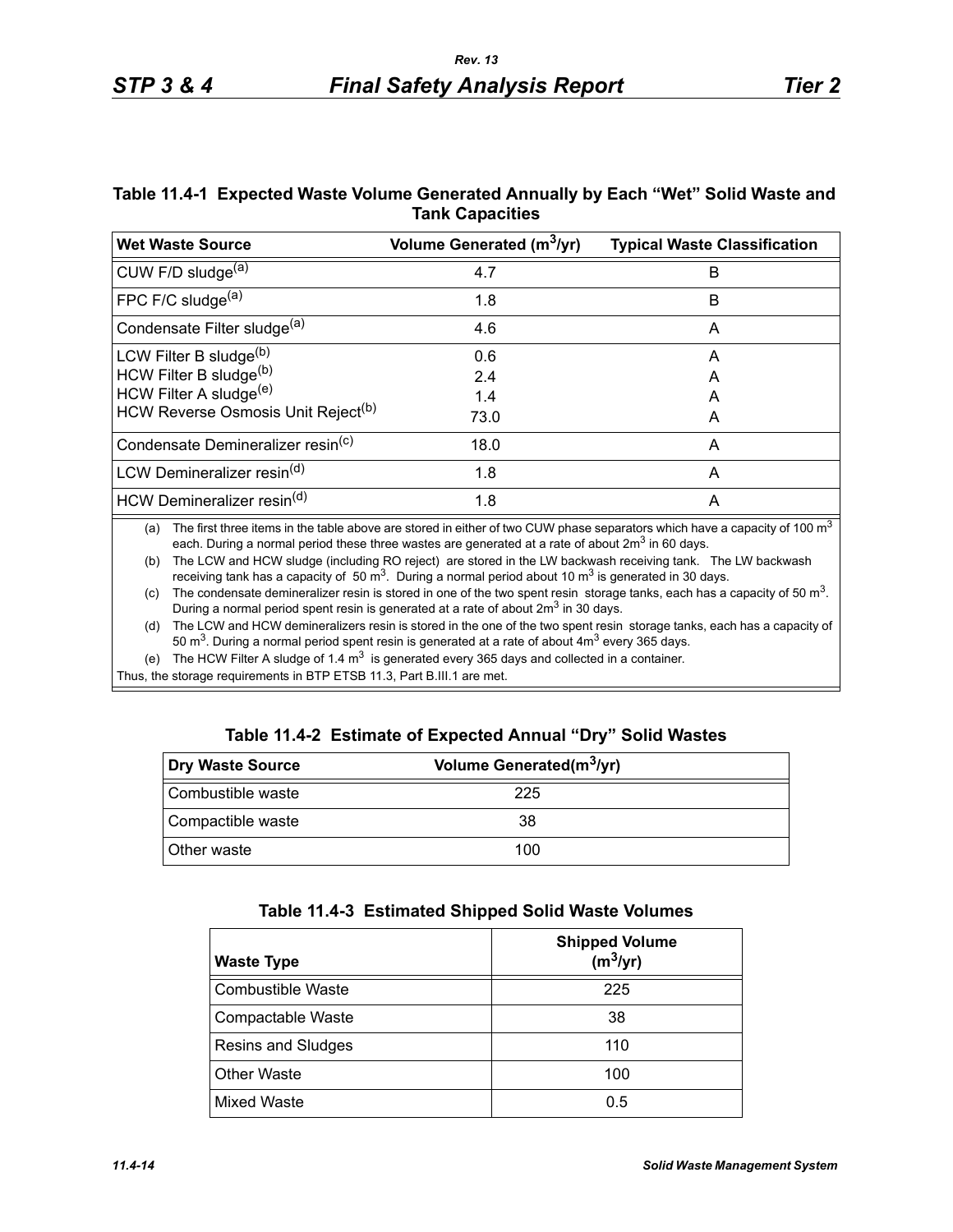### Table 11.4-1 Expected Waste Volume Generated Annually by Each "Wet" Solid Waste and Tank Capacities

| Wet Waste Source | Volume Generated ($m^3$/yr) | Typical Waste Classification |
|---|---|---|
| CUW F/D sludge[(a)] | 4.7 | B |
| FPC F/C sludge[(a)] | 1.8 | B |
| Condensate Filter sludge[(a)] | 4.6 | A |
| LCW Filter B sludge[(b)] | 0.6 | A |
| HCW Filter B sludge[(b)] | 2.4 | A |
| HCW Filter A sludge[(e)] | 1.4 | A |
| HCW Reverse Osmosis Unit Reject[(b)] | 73.0 | A |
| Condensate Demineralizer resin[(c)] | 18.0 | A |
| LCW Demineralizer resin[(d)] | 1.8 | A |
| HCW Demineralizer resin[(d)] | 1.8 | A |

(a) The first three items in the table above are stored in either of two CUW phase separators which have a capacity of 100 $m^3$ each. During a normal period these three wastes are generated at a rate of about 2$m^3$ in 60 days.

(b) The LCW and HCW sludge (including RO reject) are stored in the LW backwash receiving tank. The LW backwash receiving tank has a capacity of 50 $m^3$. During a normal period about 10 $m^3$ is generated in 30 days.

(c) The condensate demineralizer resin is stored in one of the two spent resin storage tanks, each has a capacity of 50 $m^3$. During a normal period spent resin is generated at a rate of about 2$m^3$ in 30 days.

(d) The LCW and HCW demineralizers resin is stored in the one of the two spent resin storage tanks, each has a capacity of 50 $m^3$. During a normal period spent resin is generated at a rate of about 4$m^3$ every 365 days.

(e) The HCW Filter A sludge of 1.4 $m^3$ is generated every 365 days and collected in a container.

Thus, the storage requirements in BTP ETSB 11.3, Part B.III.1 are met.

### Table 11.4-2 Estimate of Expected Annual "Dry" Solid Wastes

| Dry Waste Source | Volume Generated($m^3$/yr) |
|---|---|
| Combustible waste | 225 |
| Compactible waste | 38 |
| Other waste | 100 |

### Table 11.4-3 Estimated Shipped Solid Waste Volumes

| Waste Type | Shipped Volume ($m^3$/yr) |
|---|---|
| Combustible Waste | 225 |
| Compactable Waste | 38 |
| Resins and Sludges | 110 |
| Other Waste | 100 |
| Mixed Waste | 0.5 |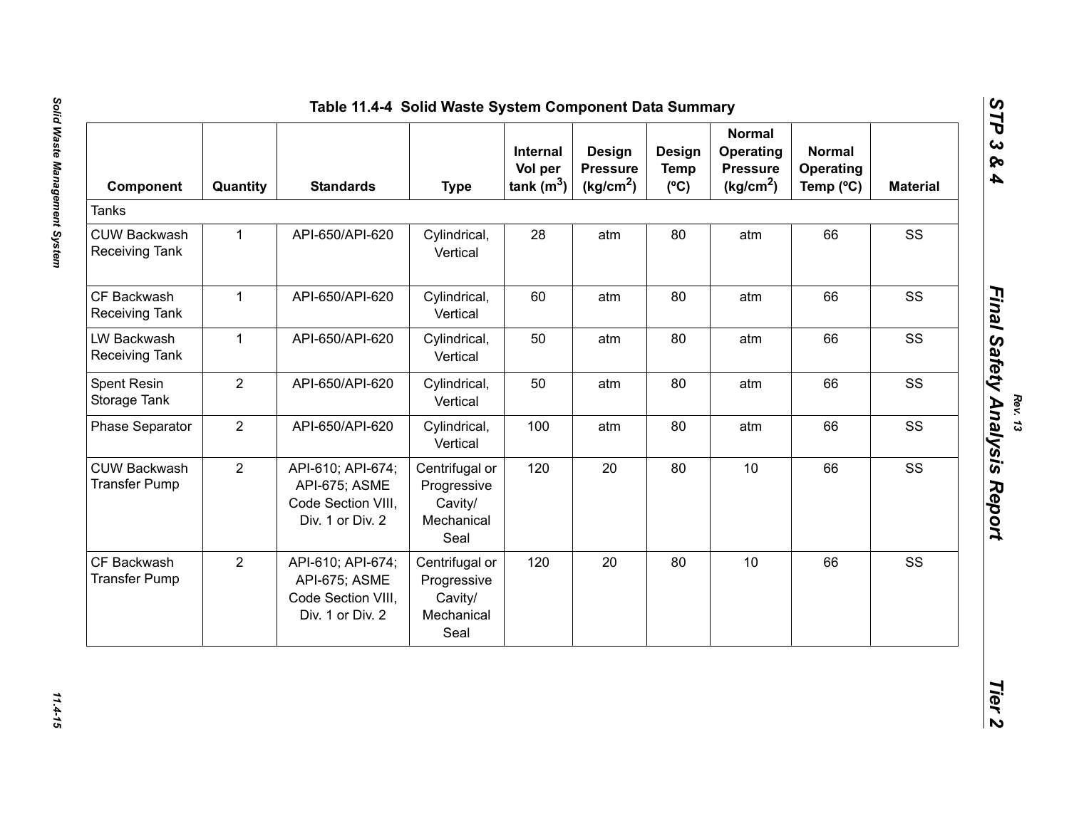## Table 11.4-4 Solid Waste System Component Data Summary

| Component | Quantity | Standards | Type | Internal Vol per tank ($m^3$) | Design Pressure ($kg/cm^2$) | Design Temp (ºC) | Normal Operating Pressure ($kg/cm^2$) | Normal Operating Temp (ºC) | Material |
|---|---|---|---|---|---|---|---|---|---|
| Tanks | | | | | | | | | |
| CUW Backwash Receiving Tank | 1 | API-650/API-620 | Cylindrical, Vertical | 28 | atm | 80 | atm | 66 | SS |
| CF Backwash Receiving Tank | 1 | API-650/API-620 | Cylindrical, Vertical | 60 | atm | 80 | atm | 66 | SS |
| LW Backwash Receiving Tank | 1 | API-650/API-620 | Cylindrical, Vertical | 50 | atm | 80 | atm | 66 | SS |
| Spent Resin Storage Tank | 2 | API-650/API-620 | Cylindrical, Vertical | 50 | atm | 80 | atm | 66 | SS |
| Phase Separator | 2 | API-650/API-620 | Cylindrical, Vertical | 100 | atm | 80 | atm | 66 | SS |
| CUW Backwash Transfer Pump | 2 | API-610; API-674; API-675; ASME Code Section VIII, Div. 1 or Div. 2 | Centrifugal or Progressive Cavity/ Mechanical Seal | 120 | 20 | 80 | 10 | 66 | SS |
| CF Backwash Transfer Pump | 2 | API-610; API-674; API-675; ASME Code Section VIII, Div. 1 or Div. 2 | Centrifugal or Progressive Cavity/ Mechanical Seal | 120 | 20 | 80 | 10 | 66 | SS |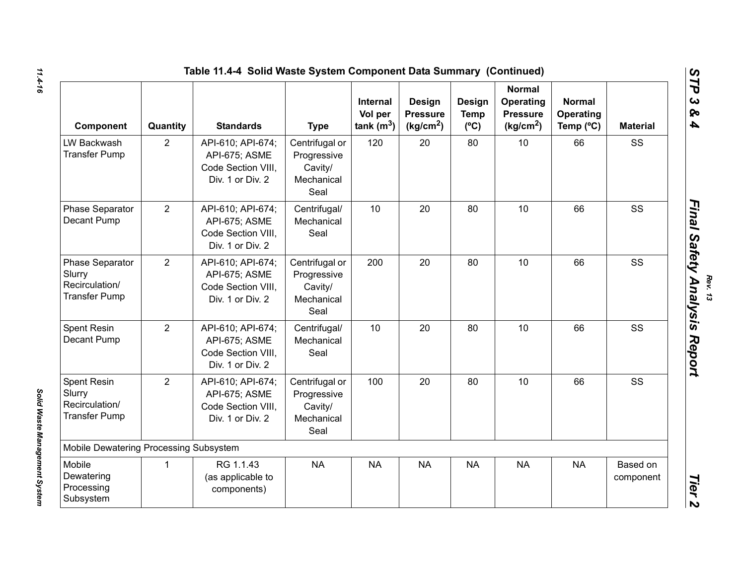# Table 11.4-4 Solid Waste System Component Data Summary (Continued)

| Component | Quantity | Standards | Type | Internal Vol per tank ($m^3$) | Design Pressure ($kg/cm^2$) | Design Temp (ºC) | Normal Operating Pressure ($kg/cm^2$) | Normal Operating Temp (ºC) | Material |
|---|---|---|---|---|---|---|---|---|---|
| LW Backwash Transfer Pump | 2 | API-610; API-674; API-675; ASME Code Section VIII, Div. 1 or Div. 2 | Centrifugal or Progressive Cavity/ Mechanical Seal | 120 | 20 | 80 | 10 | 66 | SS |
| Phase Separator Decant Pump | 2 | API-610; API-674; API-675; ASME Code Section VIII, Div. 1 or Div. 2 | Centrifugal/ Mechanical Seal | 10 | 20 | 80 | 10 | 66 | SS |
| Phase Separator Slurry Recirculation/ Transfer Pump | 2 | API-610; API-674; API-675; ASME Code Section VIII, Div. 1 or Div. 2 | Centrifugal or Progressive Cavity/ Mechanical Seal | 200 | 20 | 80 | 10 | 66 | SS |
| Spent Resin Decant Pump | 2 | API-610; API-674; API-675; ASME Code Section VIII, Div. 1 or Div. 2 | Centrifugal/ Mechanical Seal | 10 | 20 | 80 | 10 | 66 | SS |
| Spent Resin Slurry Recirculation/ Transfer Pump | 2 | API-610; API-674; API-675; ASME Code Section VIII, Div. 1 or Div. 2 | Centrifugal or Progressive Cavity/ Mechanical Seal | 100 | 20 | 80 | 10 | 66 | SS |
| Mobile Dewatering Processing Subsystem | | | | | | | | | |
| Mobile Dewatering Processing Subsystem | 1 | RG 1.1.43 (as applicable to components) | NA | NA | NA | NA | NA | NA | Based on component |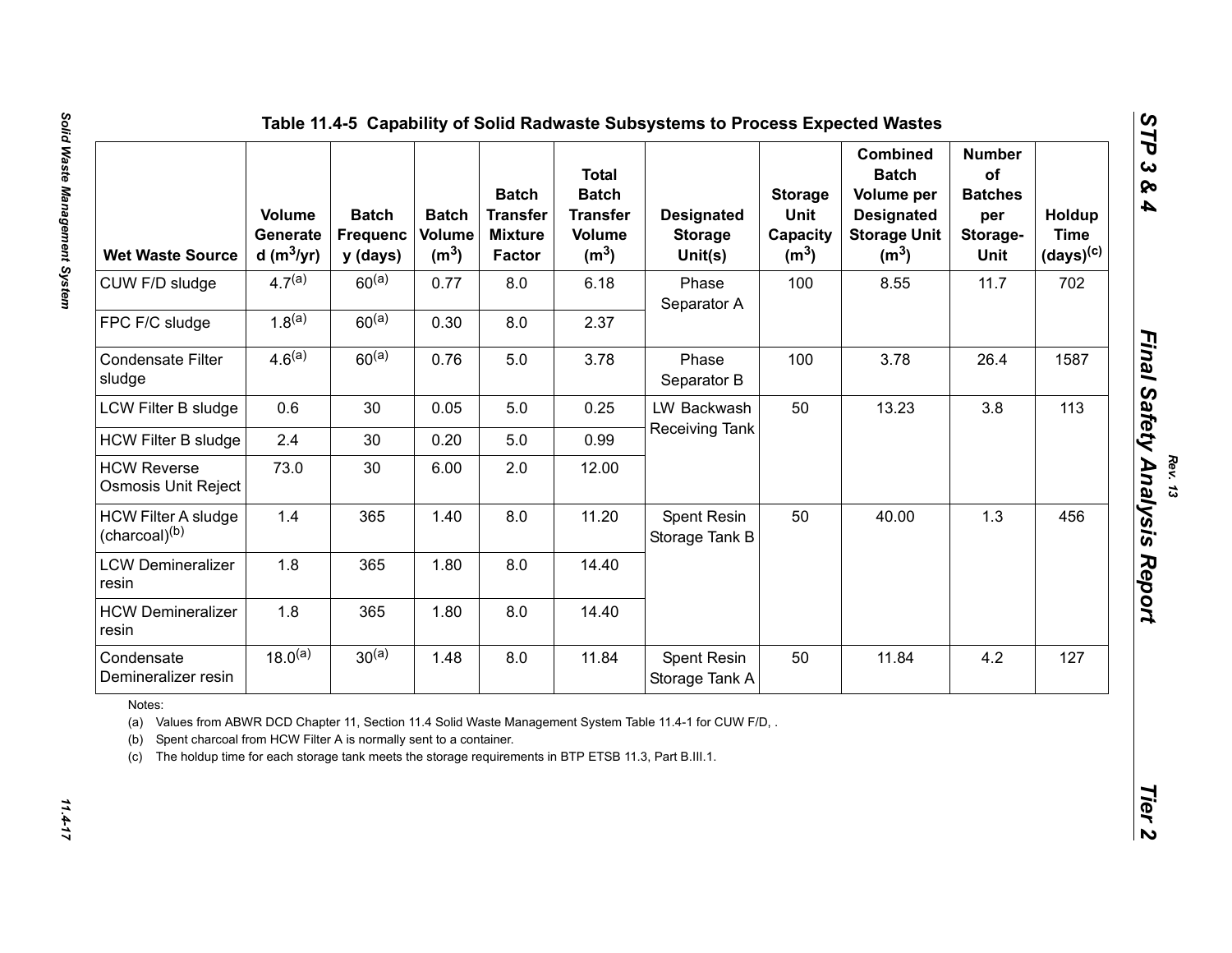### Table 11.4-5 Capability of Solid Radwaste Subsystems to Process Expected Wastes

| Wet Waste Source | Volume Generated ($m^3$/yr) | Batch Frequency (days) | Batch Volume ($m^3$) | Batch Transfer Mixture Factor | Total Batch Transfer Volume ($m^3$) | Designated Storage Unit(s) | Storage Unit Capacity ($m^3$) | Combined Batch Volume per Designated Storage Unit ($m^3$) | Number of Batches per Storage-Unit | Holdup Time (days)[c] |
|---|---|---|---|---|---|---|---|---|---|---|
| CUW F/D sludge | 4.7[a] | 60[a] | 0.77 | 8.0 | 6.18 | Phase Separator A | 100 | 8.55 | 11.7 | 702 |
| FPC F/C sludge | 1.8[a] | 60[a] | 0.30 | 8.0 | 2.37 | | | | | |
| Condensate Filter sludge | 4.6[a] | 60[a] | 0.76 | 5.0 | 3.78 | Phase Separator B | 100 | 3.78 | 26.4 | 1587 |
| LCW Filter B sludge | 0.6 | 30 | 0.05 | 5.0 | 0.25 | LW Backwash Receiving Tank | 50 | 13.23 | 3.8 | 113 |
| HCW Filter B sludge | 2.4 | 30 | 0.20 | 5.0 | 0.99 | | | | | |
| HCW Reverse Osmosis Unit Reject | 73.0 | 30 | 6.00 | 2.0 | 12.00 | | | | | |
| HCW Filter A sludge (charcoal)[b] | 1.4 | 365 | 1.40 | 8.0 | 11.20 | Spent Resin Storage Tank B | 50 | 40.00 | 1.3 | 456 |
| LCW Demineralizer resin | 1.8 | 365 | 1.80 | 8.0 | 14.40 | | | | | |
| HCW Demineralizer resin | 1.8 | 365 | 1.80 | 8.0 | 14.40 | | | | | |
| Condensate Demineralizer resin | 18.0[a] | 30[a] | 1.48 | 8.0 | 11.84 | Spent Resin Storage Tank A | 50 | 11.84 | 4.2 | 127 |

Notes:

(a) Values from ABWR DCD Chapter 11, Section 11.4 Solid Waste Management System Table 11.4-1 for CUW F/D, .

(b) Spent charcoal from HCW Filter A is normally sent to a container.

(c) The holdup time for each storage tank meets the storage requirements in BTP ETSB 11.3, Part B.III.1.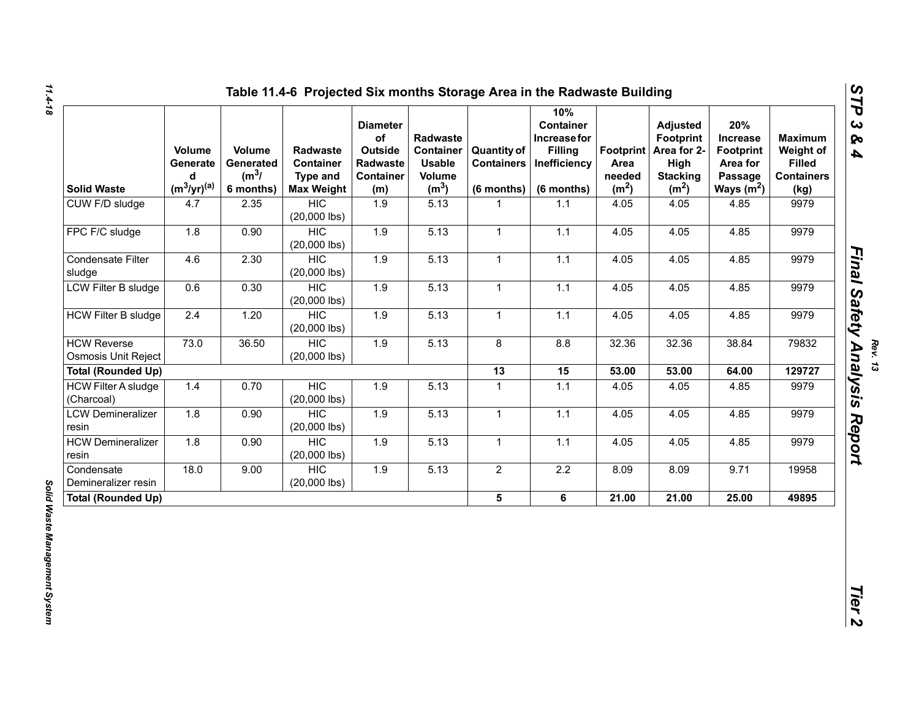## Table 11.4-6 Projected Six months Storage Area in the Radwaste Building

| Solid Waste | Volume Generated ($m^3/yr$)[(a)] | Volume Generated ($m^3$/ 6 months) | Radwaste Container Type and Max Weight | Diameter of Outside Radwaste Container (m) | Radwaste Container Usable Volume ($m^3$) | Quantity of Containers (6 months) | 10% Container Increase for Filling Inefficiency (6 months) | Footprint Area needed ($m^2$) | Adjusted Footprint Area for 2-High Stacking ($m^2$) | 20% Increase Footprint Area for Passage Ways ($m^2$) | Maximum Weight of Filled Containers (kg) |
|---|---|---|---|---|---|---|---|---|---|---|---|
| CUW F/D sludge | 4.7 | 2.35 | HIC (20,000 lbs) | 1.9 | 5.13 | 1 | 1.1 | 4.05 | 4.05 | 4.85 | 9979 |
| FPC F/C sludge | 1.8 | 0.90 | HIC (20,000 lbs) | 1.9 | 5.13 | 1 | 1.1 | 4.05 | 4.05 | 4.85 | 9979 |
| Condensate Filter sludge | 4.6 | 2.30 | HIC (20,000 lbs) | 1.9 | 5.13 | 1 | 1.1 | 4.05 | 4.05 | 4.85 | 9979 |
| LCW Filter B sludge | 0.6 | 0.30 | HIC (20,000 lbs) | 1.9 | 5.13 | 1 | 1.1 | 4.05 | 4.05 | 4.85 | 9979 |
| HCW Filter B sludge | 2.4 | 1.20 | HIC (20,000 lbs) | 1.9 | 5.13 | 1 | 1.1 | 4.05 | 4.05 | 4.85 | 9979 |
| HCW Reverse Osmosis Unit Reject | 73.0 | 36.50 | HIC (20,000 lbs) | 1.9 | 5.13 | 8 | 8.8 | 32.36 | 32.36 | 38.84 | 79832 |
| **Total (Rounded Up)** | | | | | | **13** | **15** | **53.00** | **53.00** | **64.00** | **129727** |
| HCW Filter A sludge (Charcoal) | 1.4 | 0.70 | HIC (20,000 lbs) | 1.9 | 5.13 | 1 | 1.1 | 4.05 | 4.05 | 4.85 | 9979 |
| LCW Demineralizer resin | 1.8 | 0.90 | HIC (20,000 lbs) | 1.9 | 5.13 | 1 | 1.1 | 4.05 | 4.05 | 4.85 | 9979 |
| HCW Demineralizer resin | 1.8 | 0.90 | HIC (20,000 lbs) | 1.9 | 5.13 | 1 | 1.1 | 4.05 | 4.05 | 4.85 | 9979 |
| Condensate Demineralizer resin | 18.0 | 9.00 | HIC (20,000 lbs) | 1.9 | 5.13 | 2 | 2.2 | 8.09 | 8.09 | 9.71 | 19958 |
| **Total (Rounded Up)** | | | | | | **5** | **6** | **21.00** | **21.00** | **25.00** | **49895** |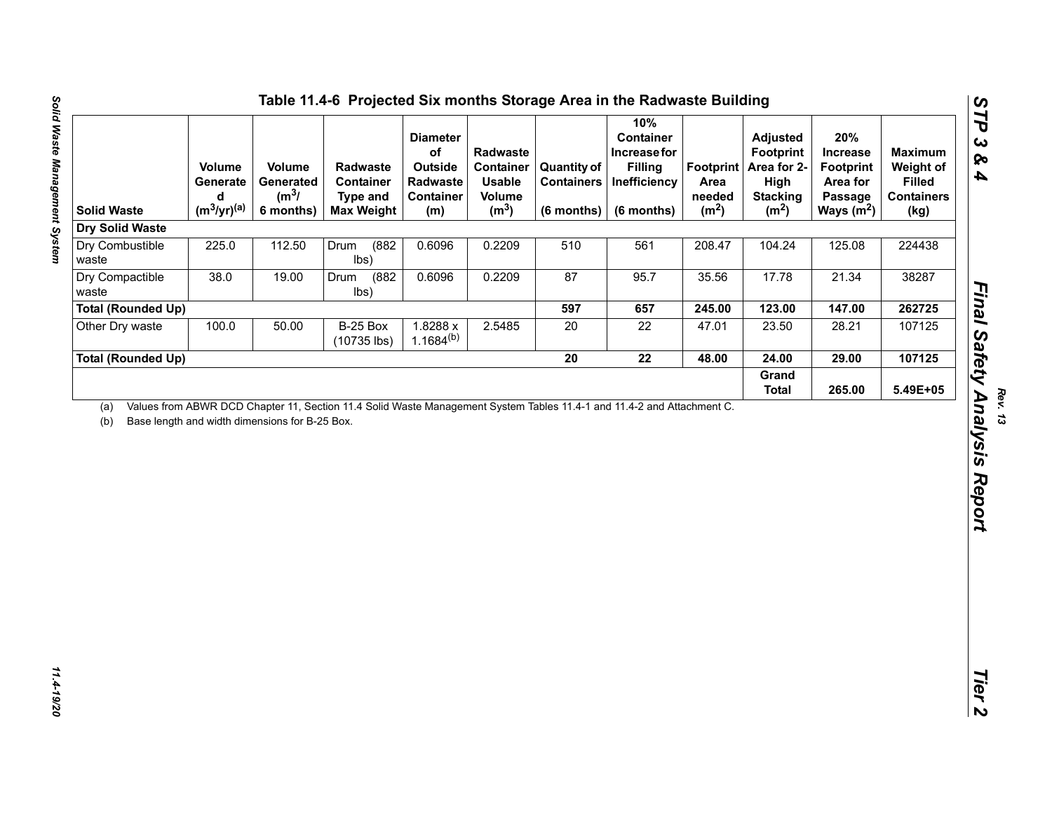# Table 11.4-6 Projected Six months Storage Area in the Radwaste Building

| Solid Waste | Volume Generated ($m^3$/yr)[(a)] | Volume Generated ($m^3$/ 6 months) | Radwaste Container Type and Max Weight | Diameter of Outside Radwaste Container (m) | Radwaste Container Usable Volume ($m^3$) | Quantity of Containers (6 months) | 10% Container Increase for Filling Inefficiency (6 months) | Footprint Area needed ($m^2$) | Adjusted Footprint Area for 2-High Stacking ($m^2$) | 20% Increase Footprint Area for Passage Ways ($m^2$) | Maximum Weight of Filled Containers (kg) |
|---|---|---|---|---|---|---|---|---|---|---|---|
| **Dry Solid Waste** | | | | | | | | | | | |
| Dry Combustible waste | 225.0 | 112.50 | Drum (882 lbs) | 0.6096 | 0.2209 | 510 | 561 | 208.47 | 104.24 | 125.08 | 224438 |
| Dry Compactible waste | 38.0 | 19.00 | Drum (882 lbs) | 0.6096 | 0.2209 | 87 | 95.7 | 35.56 | 17.78 | 21.34 | 38287 |
| **Total (Rounded Up)** | | | | | | **597** | **657** | **245.00** | **123.00** | **147.00** | **262725** |
| Other Dry waste | 100.0 | 50.00 | B-25 Box (10735 lbs) | 1.8288 x 1.1684[(b)] | 2.5485 | 20 | 22 | 47.01 | 23.50 | 28.21 | 107125 |
| **Total (Rounded Up)** | | | | | | **20** | **22** | **48.00** | **24.00** | **29.00** | **107125** |
| | | | | | | | | | **Grand Total** | **265.00** | **5.49E+05** |

(a) Values from ABWR DCD Chapter 11, Section 11.4 Solid Waste Management System Tables 11.4-1 and 11.4-2 and Attachment C.

(b) Base length and width dimensions for B-25 Box.